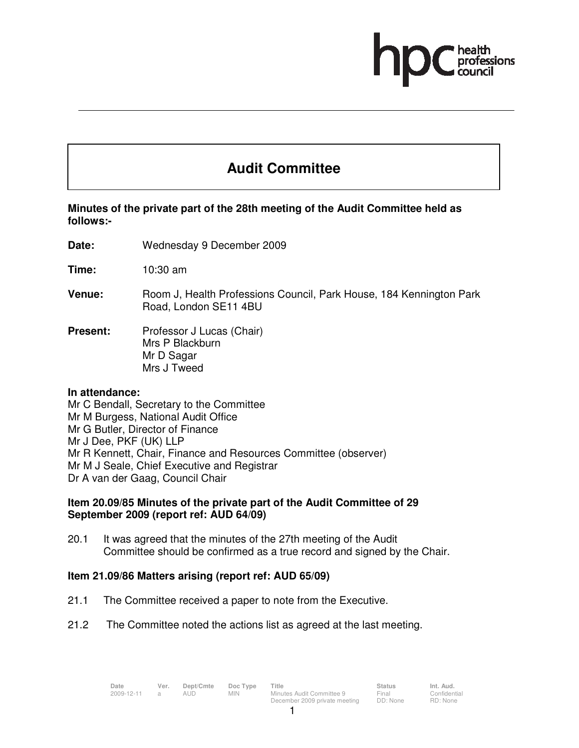# Audit Committee

**Minutes of the private part of the 28th meeting of the Audit Committee held as follows:-**

**Date:** Wednesday 9 December 2009

**Time:** 10:30 am

**Venue:** Room J, Health Professions Council, Park House, 184 Kennington Park Road, London SE11 4BU

**Present:** Professor J Lucas (Chair)
Mrs P Blackburn
Mr D Sagar
Mrs J Tweed

**In attendance:**
Mr C Bendall, Secretary to the Committee
Mr M Burgess, National Audit Office
Mr G Butler, Director of Finance
Mr J Dee, PKF (UK) LLP
Mr R Kennett, Chair, Finance and Resources Committee (observer)
Mr M J Seale, Chief Executive and Registrar
Dr A van der Gaag, Council Chair

**Item 20.09/85 Minutes of the private part of the Audit Committee of 29 September 2009 (report ref: AUD 64/09)**

20.1 It was agreed that the minutes of the 27th meeting of the Audit Committee should be confirmed as a true record and signed by the Chair.

**Item 21.09/86 Matters arising (report ref: AUD 65/09)**

21.1 The Committee received a paper to note from the Executive.

21.2 The Committee noted the actions list as agreed at the last meeting.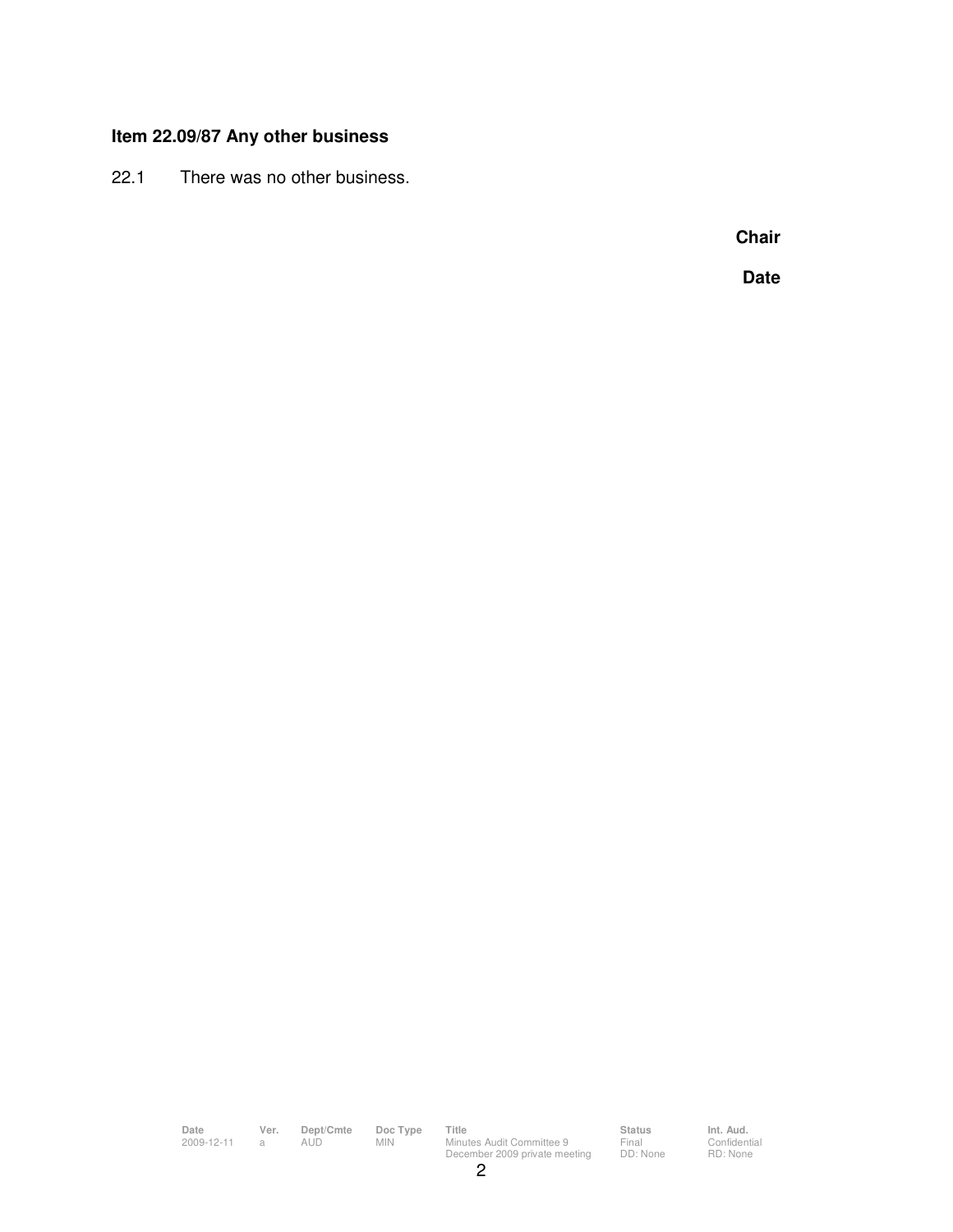**Item 22.09/87 Any other business**

22.1 There was no other business.

**Chair**

**Date**